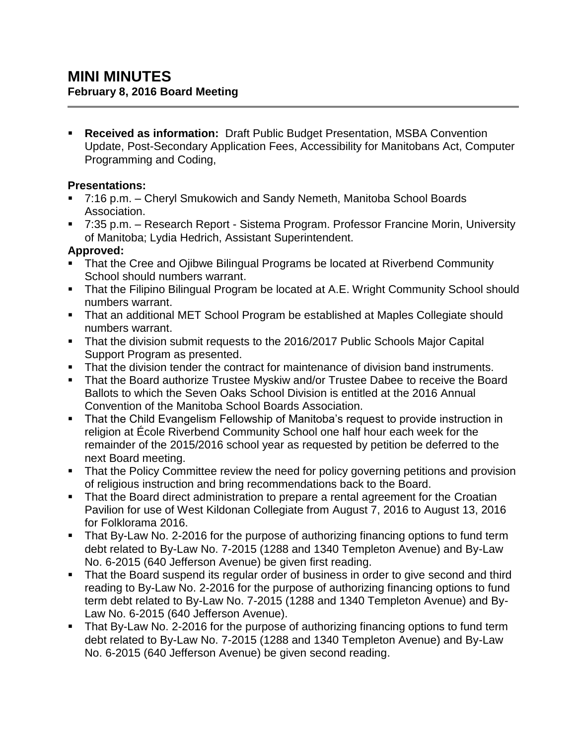# MINI MINUTES

## February 8, 2016 Board Meeting

- **Received as information:** Draft Public Budget Presentation, MSBA Convention Update, Post-Secondary Application Fees, Accessibility for Manitobans Act, Computer Programming and Coding,

**Presentations:**

- 7:16 p.m. – Cheryl Smukowich and Sandy Nemeth, Manitoba School Boards Association.
- 7:35 p.m. – Research Report - Sistema Program. Professor Francine Morin, University of Manitoba; Lydia Hedrich, Assistant Superintendent.

**Approved:**

- That the Cree and Ojibwe Bilingual Programs be located at Riverbend Community School should numbers warrant.
- That the Filipino Bilingual Program be located at A.E. Wright Community School should numbers warrant.
- That an additional MET School Program be established at Maples Collegiate should numbers warrant.
- That the division submit requests to the 2016/2017 Public Schools Major Capital Support Program as presented.
- That the division tender the contract for maintenance of division band instruments.
- That the Board authorize Trustee Myskiw and/or Trustee Dabee to receive the Board Ballots to which the Seven Oaks School Division is entitled at the 2016 Annual Convention of the Manitoba School Boards Association.
- That the Child Evangelism Fellowship of Manitoba's request to provide instruction in religion at École Riverbend Community School one half hour each week for the remainder of the 2015/2016 school year as requested by petition be deferred to the next Board meeting.
- That the Policy Committee review the need for policy governing petitions and provision of religious instruction and bring recommendations back to the Board.
- That the Board direct administration to prepare a rental agreement for the Croatian Pavilion for use of West Kildonan Collegiate from August 7, 2016 to August 13, 2016 for Folklorama 2016.
- That By-Law No. 2-2016 for the purpose of authorizing financing options to fund term debt related to By-Law No. 7-2015 (1288 and 1340 Templeton Avenue) and By-Law No. 6-2015 (640 Jefferson Avenue) be given first reading.
- That the Board suspend its regular order of business in order to give second and third reading to By-Law No. 2-2016 for the purpose of authorizing financing options to fund term debt related to By-Law No. 7-2015 (1288 and 1340 Templeton Avenue) and By-Law No. 6-2015 (640 Jefferson Avenue).
- That By-Law No. 2-2016 for the purpose of authorizing financing options to fund term debt related to By-Law No. 7-2015 (1288 and 1340 Templeton Avenue) and By-Law No. 6-2015 (640 Jefferson Avenue) be given second reading.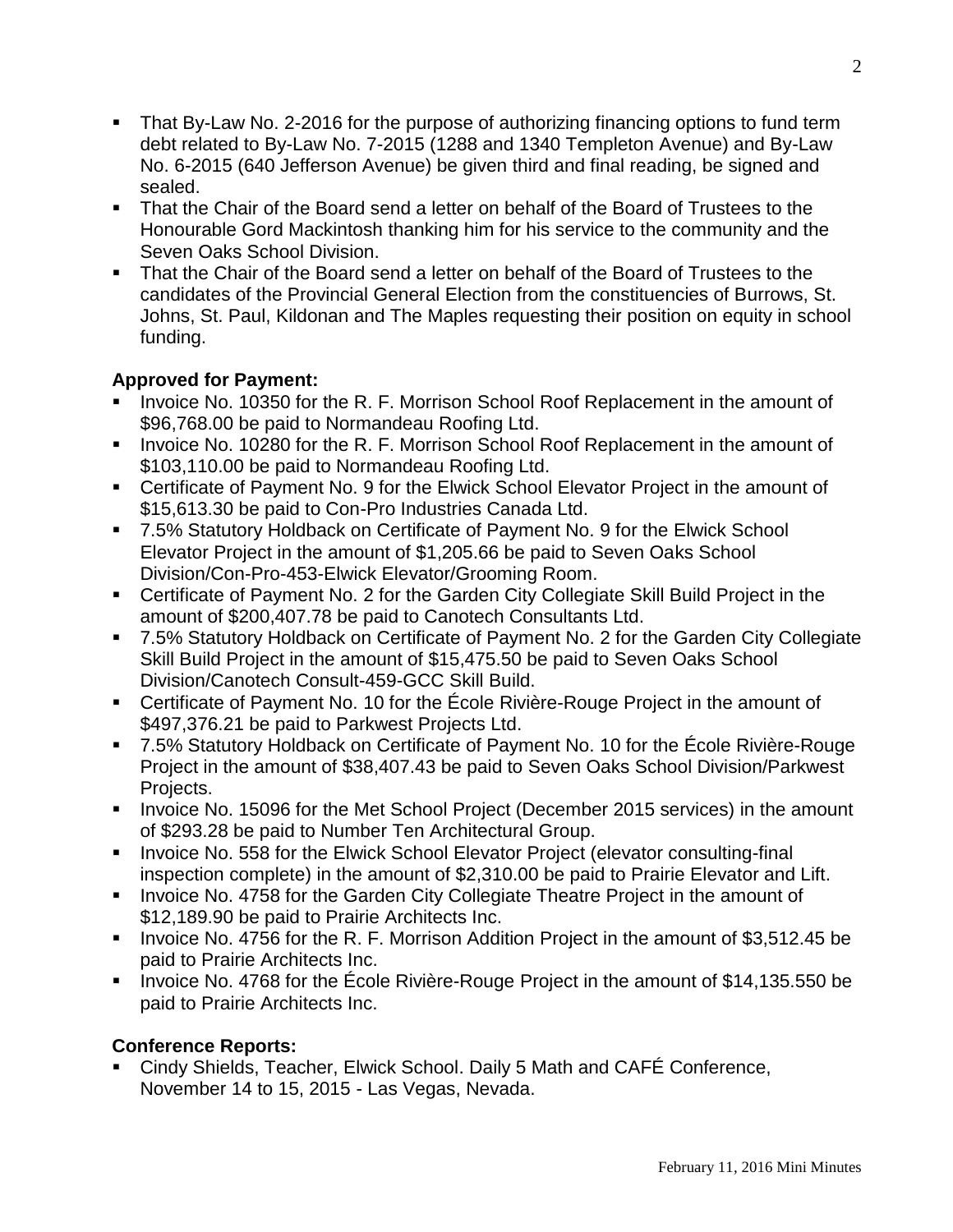- That By-Law No. 2-2016 for the purpose of authorizing financing options to fund term debt related to By-Law No. 7-2015 (1288 and 1340 Templeton Avenue) and By-Law No. 6-2015 (640 Jefferson Avenue) be given third and final reading, be signed and sealed.
- That the Chair of the Board send a letter on behalf of the Board of Trustees to the Honourable Gord Mackintosh thanking him for his service to the community and the Seven Oaks School Division.
- That the Chair of the Board send a letter on behalf of the Board of Trustees to the candidates of the Provincial General Election from the constituencies of Burrows, St. Johns, St. Paul, Kildonan and The Maples requesting their position on equity in school funding.

**Approved for Payment:**

- Invoice No. 10350 for the R. F. Morrison School Roof Replacement in the amount of $96,768.00 be paid to Normandeau Roofing Ltd.
- Invoice No. 10280 for the R. F. Morrison School Roof Replacement in the amount of $103,110.00 be paid to Normandeau Roofing Ltd.
- Certificate of Payment No. 9 for the Elwick School Elevator Project in the amount of $15,613.30 be paid to Con-Pro Industries Canada Ltd.
- 7.5% Statutory Holdback on Certificate of Payment No. 9 for the Elwick School Elevator Project in the amount of $1,205.66 be paid to Seven Oaks School Division/Con-Pro-453-Elwick Elevator/Grooming Room.
- Certificate of Payment No. 2 for the Garden City Collegiate Skill Build Project in the amount of $200,407.78 be paid to Canotech Consultants Ltd.
- 7.5% Statutory Holdback on Certificate of Payment No. 2 for the Garden City Collegiate Skill Build Project in the amount of $15,475.50 be paid to Seven Oaks School Division/Canotech Consult-459-GCC Skill Build.
- Certificate of Payment No. 10 for the École Rivière-Rouge Project in the amount of $497,376.21 be paid to Parkwest Projects Ltd.
- 7.5% Statutory Holdback on Certificate of Payment No. 10 for the École Rivière-Rouge Project in the amount of $38,407.43 be paid to Seven Oaks School Division/Parkwest Projects.
- Invoice No. 15096 for the Met School Project (December 2015 services) in the amount of $293.28 be paid to Number Ten Architectural Group.
- Invoice No. 558 for the Elwick School Elevator Project (elevator consulting-final inspection complete) in the amount of $2,310.00 be paid to Prairie Elevator and Lift.
- Invoice No. 4758 for the Garden City Collegiate Theatre Project in the amount of $12,189.90 be paid to Prairie Architects Inc.
- Invoice No. 4756 for the R. F. Morrison Addition Project in the amount of $3,512.45 be paid to Prairie Architects Inc.
- Invoice No. 4768 for the École Rivière-Rouge Project in the amount of $14,135.550 be paid to Prairie Architects Inc.

**Conference Reports:**

- Cindy Shields, Teacher, Elwick School. Daily 5 Math and CAFÉ Conference, November 14 to 15, 2015 - Las Vegas, Nevada.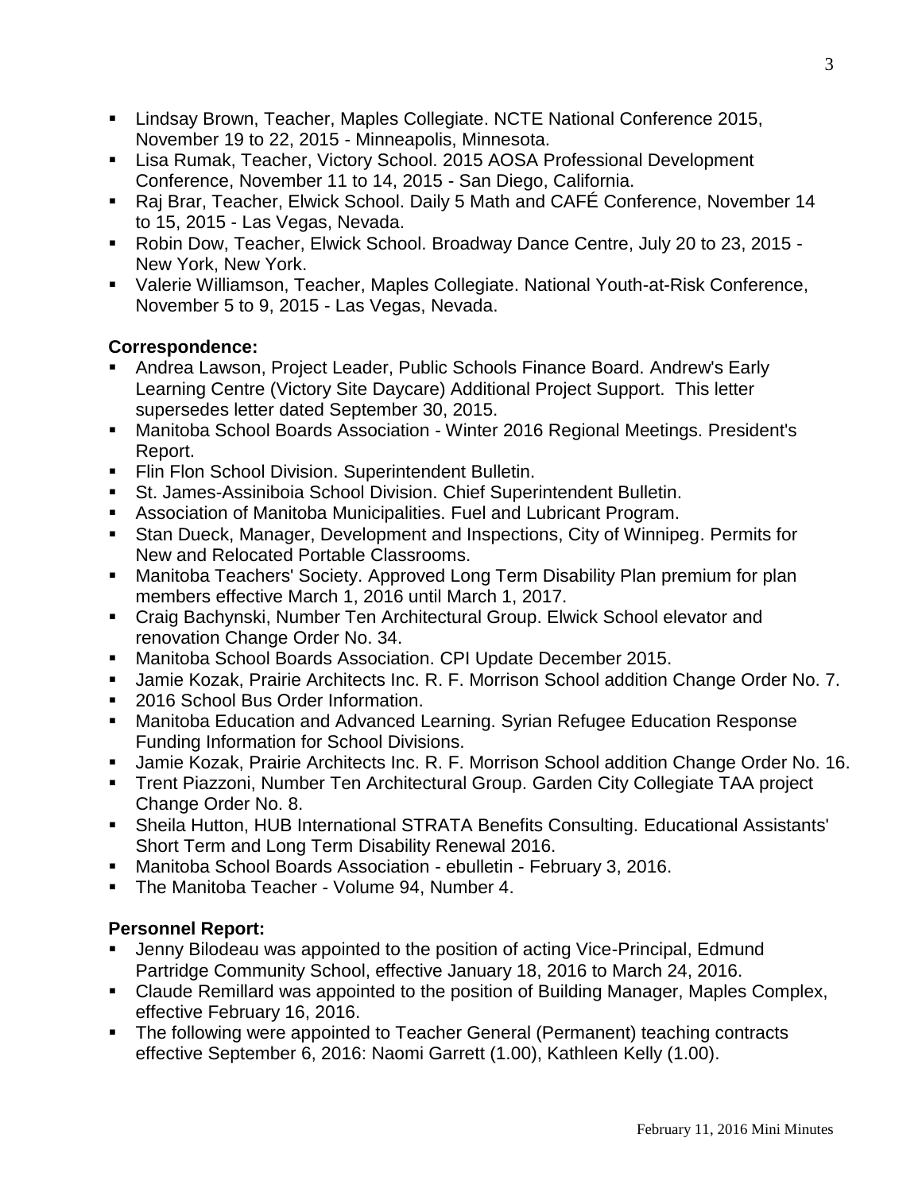- Lindsay Brown, Teacher, Maples Collegiate. NCTE National Conference 2015, November 19 to 22, 2015 - Minneapolis, Minnesota.
- Lisa Rumak, Teacher, Victory School. 2015 AOSA Professional Development Conference, November 11 to 14, 2015 - San Diego, California.
- Raj Brar, Teacher, Elwick School. Daily 5 Math and CAFÉ Conference, November 14 to 15, 2015 - Las Vegas, Nevada.
- Robin Dow, Teacher, Elwick School. Broadway Dance Centre, July 20 to 23, 2015 - New York, New York.
- Valerie Williamson, Teacher, Maples Collegiate. National Youth-at-Risk Conference, November 5 to 9, 2015 - Las Vegas, Nevada.

**Correspondence:**

- Andrea Lawson, Project Leader, Public Schools Finance Board. Andrew's Early Learning Centre (Victory Site Daycare) Additional Project Support. This letter supersedes letter dated September 30, 2015.
- Manitoba School Boards Association - Winter 2016 Regional Meetings. President's Report.
- Flin Flon School Division. Superintendent Bulletin.
- St. James-Assiniboia School Division. Chief Superintendent Bulletin.
- Association of Manitoba Municipalities. Fuel and Lubricant Program.
- Stan Dueck, Manager, Development and Inspections, City of Winnipeg. Permits for New and Relocated Portable Classrooms.
- Manitoba Teachers' Society. Approved Long Term Disability Plan premium for plan members effective March 1, 2016 until March 1, 2017.
- Craig Bachynski, Number Ten Architectural Group. Elwick School elevator and renovation Change Order No. 34.
- Manitoba School Boards Association. CPI Update December 2015.
- Jamie Kozak, Prairie Architects Inc. R. F. Morrison School addition Change Order No. 7.
- 2016 School Bus Order Information.
- Manitoba Education and Advanced Learning. Syrian Refugee Education Response Funding Information for School Divisions.
- Jamie Kozak, Prairie Architects Inc. R. F. Morrison School addition Change Order No. 16.
- Trent Piazzoni, Number Ten Architectural Group. Garden City Collegiate TAA project Change Order No. 8.
- Sheila Hutton, HUB International STRATA Benefits Consulting. Educational Assistants' Short Term and Long Term Disability Renewal 2016.
- Manitoba School Boards Association - ebulletin - February 3, 2016.
- The Manitoba Teacher - Volume 94, Number 4.

**Personnel Report:**

- Jenny Bilodeau was appointed to the position of acting Vice-Principal, Edmund Partridge Community School, effective January 18, 2016 to March 24, 2016.
- Claude Remillard was appointed to the position of Building Manager, Maples Complex, effective February 16, 2016.
- The following were appointed to Teacher General (Permanent) teaching contracts effective September 6, 2016: Naomi Garrett (1.00), Kathleen Kelly (1.00).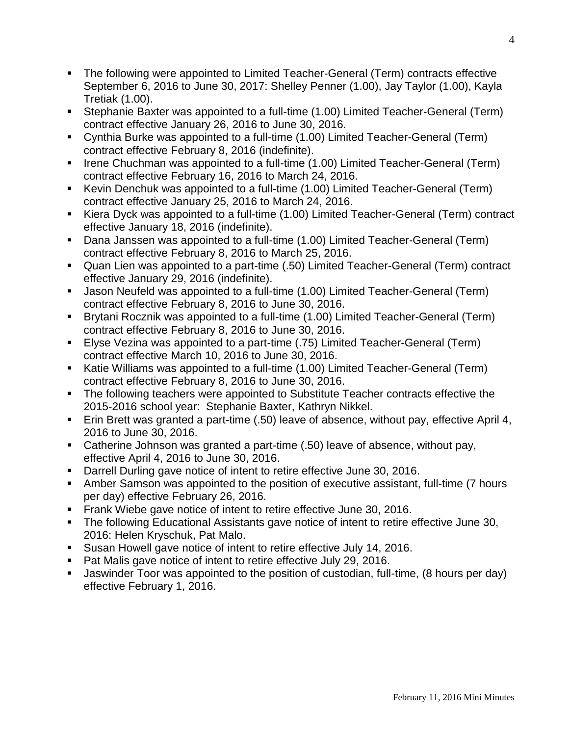- The following were appointed to Limited Teacher-General (Term) contracts effective September 6, 2016 to June 30, 2017: Shelley Penner (1.00), Jay Taylor (1.00), Kayla Tretiak (1.00).
- Stephanie Baxter was appointed to a full-time (1.00) Limited Teacher-General (Term) contract effective January 26, 2016 to June 30, 2016.
- Cynthia Burke was appointed to a full-time (1.00) Limited Teacher-General (Term) contract effective February 8, 2016 (indefinite).
- Irene Chuchman was appointed to a full-time (1.00) Limited Teacher-General (Term) contract effective February 16, 2016 to March 24, 2016.
- Kevin Denchuk was appointed to a full-time (1.00) Limited Teacher-General (Term) contract effective January 25, 2016 to March 24, 2016.
- Kiera Dyck was appointed to a full-time (1.00) Limited Teacher-General (Term) contract effective January 18, 2016 (indefinite).
- Dana Janssen was appointed to a full-time (1.00) Limited Teacher-General (Term) contract effective February 8, 2016 to March 25, 2016.
- Quan Lien was appointed to a part-time (.50) Limited Teacher-General (Term) contract effective January 29, 2016 (indefinite).
- Jason Neufeld was appointed to a full-time (1.00) Limited Teacher-General (Term) contract effective February 8, 2016 to June 30, 2016.
- Brytani Rocznik was appointed to a full-time (1.00) Limited Teacher-General (Term) contract effective February 8, 2016 to June 30, 2016.
- Elyse Vezina was appointed to a part-time (.75) Limited Teacher-General (Term) contract effective March 10, 2016 to June 30, 2016.
- Katie Williams was appointed to a full-time (1.00) Limited Teacher-General (Term) contract effective February 8, 2016 to June 30, 2016.
- The following teachers were appointed to Substitute Teacher contracts effective the 2015-2016 school year: Stephanie Baxter, Kathryn Nikkel.
- Erin Brett was granted a part-time (.50) leave of absence, without pay, effective April 4, 2016 to June 30, 2016.
- Catherine Johnson was granted a part-time (.50) leave of absence, without pay, effective April 4, 2016 to June 30, 2016.
- Darrell Durling gave notice of intent to retire effective June 30, 2016.
- Amber Samson was appointed to the position of executive assistant, full-time (7 hours per day) effective February 26, 2016.
- Frank Wiebe gave notice of intent to retire effective June 30, 2016.
- The following Educational Assistants gave notice of intent to retire effective June 30, 2016: Helen Kryschuk, Pat Malo.
- Susan Howell gave notice of intent to retire effective July 14, 2016.
- Pat Malis gave notice of intent to retire effective July 29, 2016.
- Jaswinder Toor was appointed to the position of custodian, full-time, (8 hours per day) effective February 1, 2016.